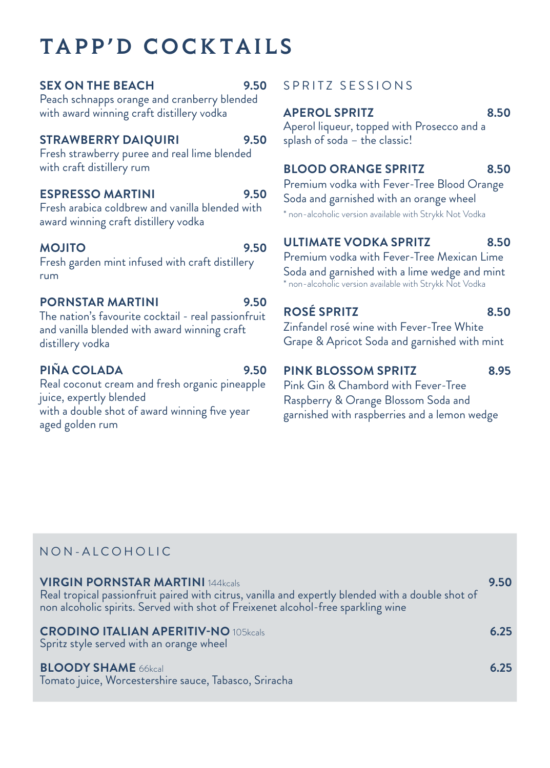# TAPP'D COCKTAILS

**SEX ON THE BEACH** **9.50**
Peach schnapps orange and cranberry blended with award winning craft distillery vodka

**STRAWBERRY DAIQUIRI** **9.50**
Fresh strawberry puree and real lime blended with craft distillery rum

**ESPRESSO MARTINI** **9.50**
Fresh arabica coldbrew and vanilla blended with award winning craft distillery vodka

**MOJITO** **9.50**
Fresh garden mint infused with craft distillery rum

**PORNSTAR MARTINI** **9.50**
The nation's favourite cocktail - real passionfruit and vanilla blended with award winning craft distillery vodka

**PIÑA COLADA** **9.50**
Real coconut cream and fresh organic pineapple juice, expertly blended with a double shot of award winning five year aged golden rum

## SPRITZ SESSIONS

**APEROL SPRITZ** **8.50**
Aperol liqueur, topped with Prosecco and a splash of soda – the classic!

**BLOOD ORANGE SPRITZ** **8.50**
Premium vodka with Fever-Tree Blood Orange Soda and garnished with an orange wheel
* non-alcoholic version available with Strykk Not Vodka

**ULTIMATE VODKA SPRITZ** **8.50**
Premium vodka with Fever-Tree Mexican Lime Soda and garnished with a lime wedge and mint
* non-alcoholic version available with Strykk Not Vodka

**ROSÉ SPRITZ** **8.50**
Zinfandel rosé wine with Fever-Tree White Grape & Apricot Soda and garnished with mint

**PINK BLOSSOM SPRITZ** **8.95**
Pink Gin & Chambord with Fever-Tree Raspberry & Orange Blossom Soda and garnished with raspberries and a lemon wedge

## NON-ALCOHOLIC

**VIRGIN PORNSTAR MARTINI** 144kcals **9.50**
Real tropical passionfruit paired with citrus, vanilla and expertly blended with a double shot of non alcoholic spirits. Served with shot of Freixenet alcohol-free sparkling wine

**CRODINO ITALIAN APERITIV-NO** 105kcals **6.25**
Spritz style served with an orange wheel

**BLOODY SHAME** 66kcal **6.25**
Tomato juice, Worcestershire sauce, Tabasco, Sriracha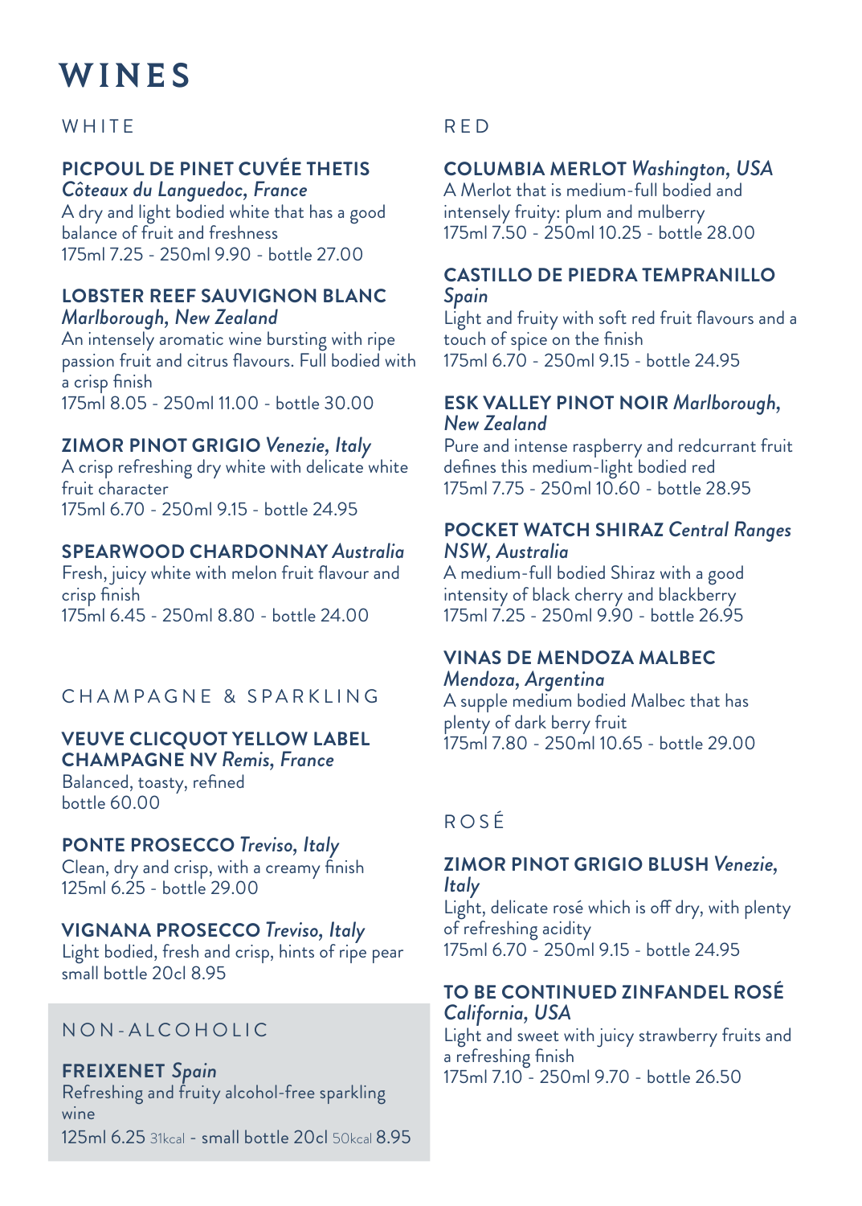# WINES

## WHITE

**PICPOUL DE PINET CUVÉE THETIS** *Côteaux du Languedoc, France*
A dry and light bodied white that has a good balance of fruit and freshness
175ml 7.25 - 250ml 9.90 - bottle 27.00

**LOBSTER REEF SAUVIGNON BLANC** *Marlborough, New Zealand*
An intensely aromatic wine bursting with ripe passion fruit and citrus flavours. Full bodied with a crisp finish
175ml 8.05 - 250ml 11.00 - bottle 30.00

**ZIMOR PINOT GRIGIO** *Venezie, Italy*
A crisp refreshing dry white with delicate white fruit character
175ml 6.70 - 250ml 9.15 - bottle 24.95

**SPEARWOOD CHARDONNAY** *Australia*
Fresh, juicy white with melon fruit flavour and crisp finish
175ml 6.45 - 250ml 8.80 - bottle 24.00

## CHAMPAGNE & SPARKLING

**VEUVE CLICQUOT YELLOW LABEL CHAMPAGNE NV** *Remis, France*
Balanced, toasty, refined
bottle 60.00

**PONTE PROSECCO** *Treviso, Italy*
Clean, dry and crisp, with a creamy finish
125ml 6.25 - bottle 29.00

**VIGNANA PROSECCO** *Treviso, Italy*
Light bodied, fresh and crisp, hints of ripe pear
small bottle 20cl 8.95

## NON-ALCOHOLIC

**FREIXENET** *Spain*
Refreshing and fruity alcohol-free sparkling wine
125ml 6.25 31kcal - small bottle 20cl 50kcal 8.95

## RED

**COLUMBIA MERLOT** *Washington, USA*
A Merlot that is medium-full bodied and intensely fruity: plum and mulberry
175ml 7.50 - 250ml 10.25 - bottle 28.00

**CASTILLO DE PIEDRA TEMPRANILLO** *Spain*
Light and fruity with soft red fruit flavours and a touch of spice on the finish
175ml 6.70 - 250ml 9.15 - bottle 24.95

**ESK VALLEY PINOT NOIR** *Marlborough, New Zealand*
Pure and intense raspberry and redcurrant fruit defines this medium-light bodied red
175ml 7.75 - 250ml 10.60 - bottle 28.95

**POCKET WATCH SHIRAZ** *Central Ranges NSW, Australia*
A medium-full bodied Shiraz with a good intensity of black cherry and blackberry
175ml 7.25 - 250ml 9.90 - bottle 26.95

**VINAS DE MENDOZA MALBEC** *Mendoza, Argentina*
A supple medium bodied Malbec that has plenty of dark berry fruit
175ml 7.80 - 250ml 10.65 - bottle 29.00

## ROSÉ

**ZIMOR PINOT GRIGIO BLUSH** *Venezie, Italy*
Light, delicate rosé which is off dry, with plenty of refreshing acidity
175ml 6.70 - 250ml 9.15 - bottle 24.95

**TO BE CONTINUED ZINFANDEL ROSÉ** *California, USA*
Light and sweet with juicy strawberry fruits and a refreshing finish
175ml 7.10 - 250ml 9.70 - bottle 26.50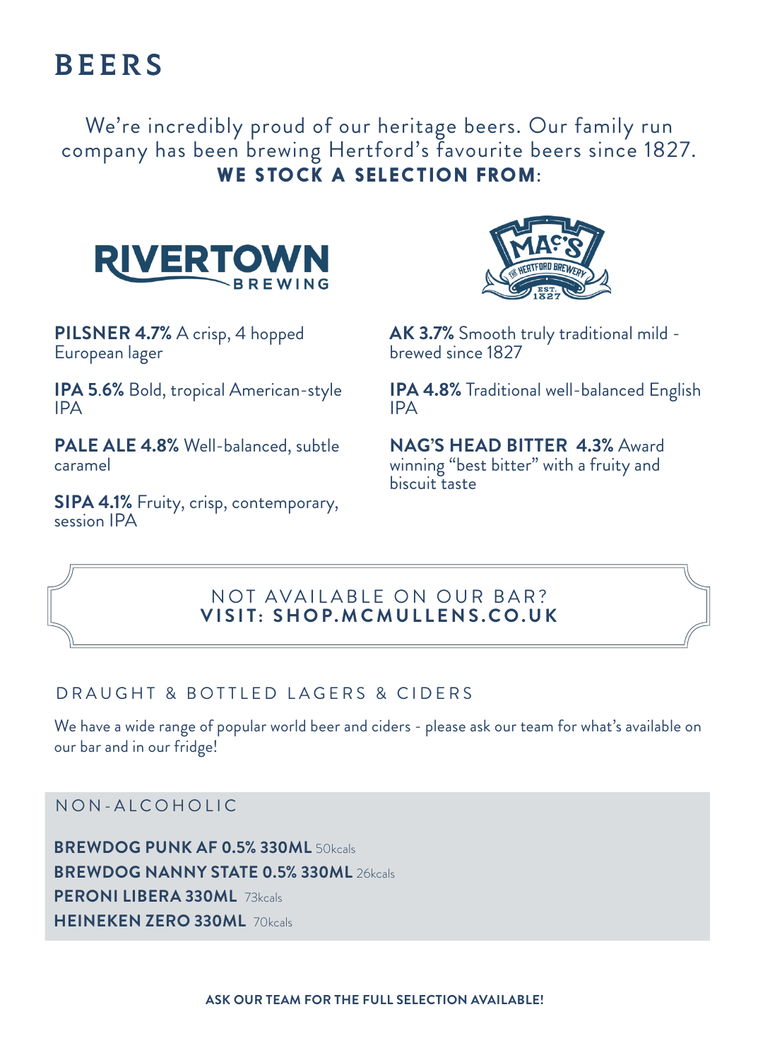# BEERS

We're incredibly proud of our heritage beers. Our family run company has been brewing Hertford's favourite beers since 1827.
**WE STOCK A SELECTION FROM**:

## RIVERTOWN BREWING

**PILSNER 4.7%** A crisp, 4 hopped European lager

**IPA 5.6%** Bold, tropical American-style IPA

**PALE ALE 4.8%** Well-balanced, subtle caramel

**SIPA 4.1%** Fruity, crisp, contemporary, session IPA

## MAC'S THE HERTFORD BREWERY EST. 1827

**AK 3.7%** Smooth truly traditional mild - brewed since 1827

**IPA 4.8%** Traditional well-balanced English IPA

**NAG'S HEAD BITTER 4.3%** Award winning "best bitter" with a fruity and biscuit taste

NOT AVAILABLE ON OUR BAR?
**VISIT: SHOP.MCMULLENS.CO.UK**

## DRAUGHT & BOTTLED LAGERS & CIDERS

We have a wide range of popular world beer and ciders - please ask our team for what's available on our bar and in our fridge!

## NON-ALCOHOLIC

**BREWDOG PUNK AF 0.5% 330ML** 50kcals
**BREWDOG NANNY STATE 0.5% 330ML** 26kcals
**PERONI LIBERA 330ML** 73kcals
**HEINEKEN ZERO 330ML** 70kcals

**ASK OUR TEAM FOR THE FULL SELECTION AVAILABLE!**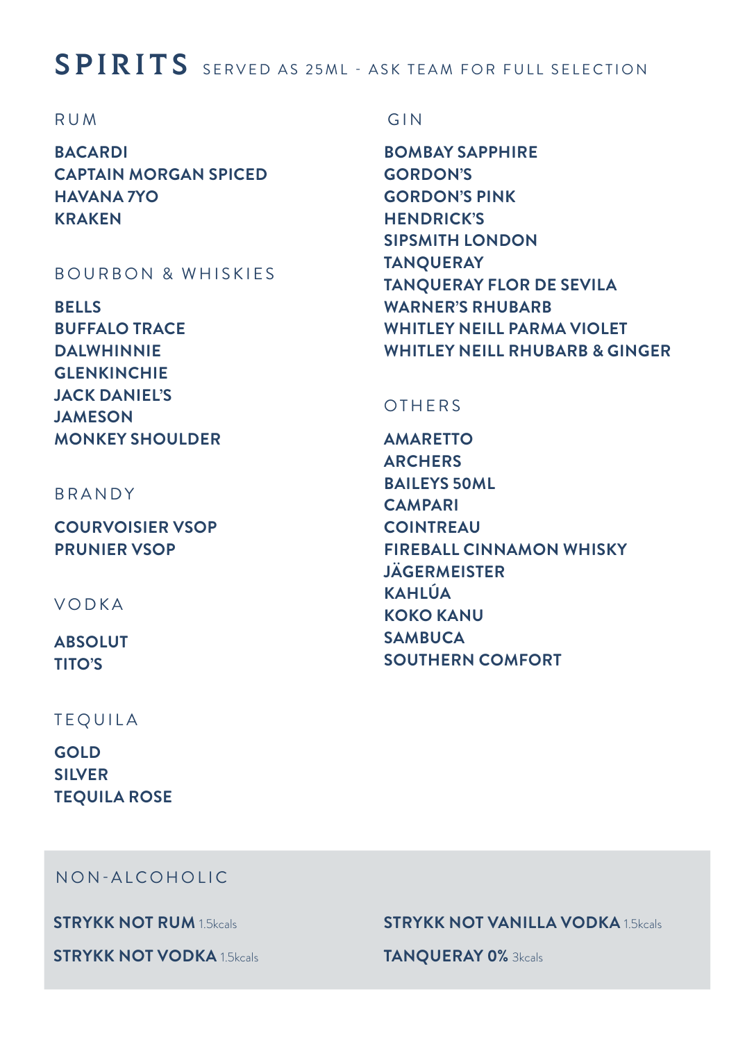# SPIRITS

SERVED AS 25ML - ASK TEAM FOR FULL SELECTION

## RUM

**BACARDI**
**CAPTAIN MORGAN SPICED**
**HAVANA 7YO**
**KRAKEN**

## BOURBON & WHISKIES

**BELLS**
**BUFFALO TRACE**
**DALWHINNIE**
**GLENKINCHIE**
**JACK DANIEL'S**
**JAMESON**
**MONKEY SHOULDER**

## BRANDY

**COURVOISIER VSOP**
**PRUNIER VSOP**

## VODKA

**ABSOLUT**
**TITO'S**

## TEQUILA

**GOLD**
**SILVER**
**TEQUILA ROSE**

## GIN

**BOMBAY SAPPHIRE**
**GORDON'S**
**GORDON'S PINK**
**HENDRICK'S**
**SIPSMITH LONDON**
**TANQUERAY**
**TANQUERAY FLOR DE SEVILA**
**WARNER'S RHUBARB**
**WHITLEY NEILL PARMA VIOLET**
**WHITLEY NEILL RHUBARB & GINGER**

## OTHERS

**AMARETTO**
**ARCHERS**
**BAILEYS 50ML**
**CAMPARI**
**COINTREAU**
**FIREBALL CINNAMON WHISKY**
**JÄGERMEISTER**
**KAHLÚA**
**KOKO KANU**
**SAMBUCA**
**SOUTHERN COMFORT**

## NON-ALCOHOLIC

**STRYKK NOT RUM** 1.5kcals

**STRYKK NOT VODKA** 1.5kcals

**STRYKK NOT VANILLA VODKA** 1.5kcals

**TANQUERAY 0%** 3kcals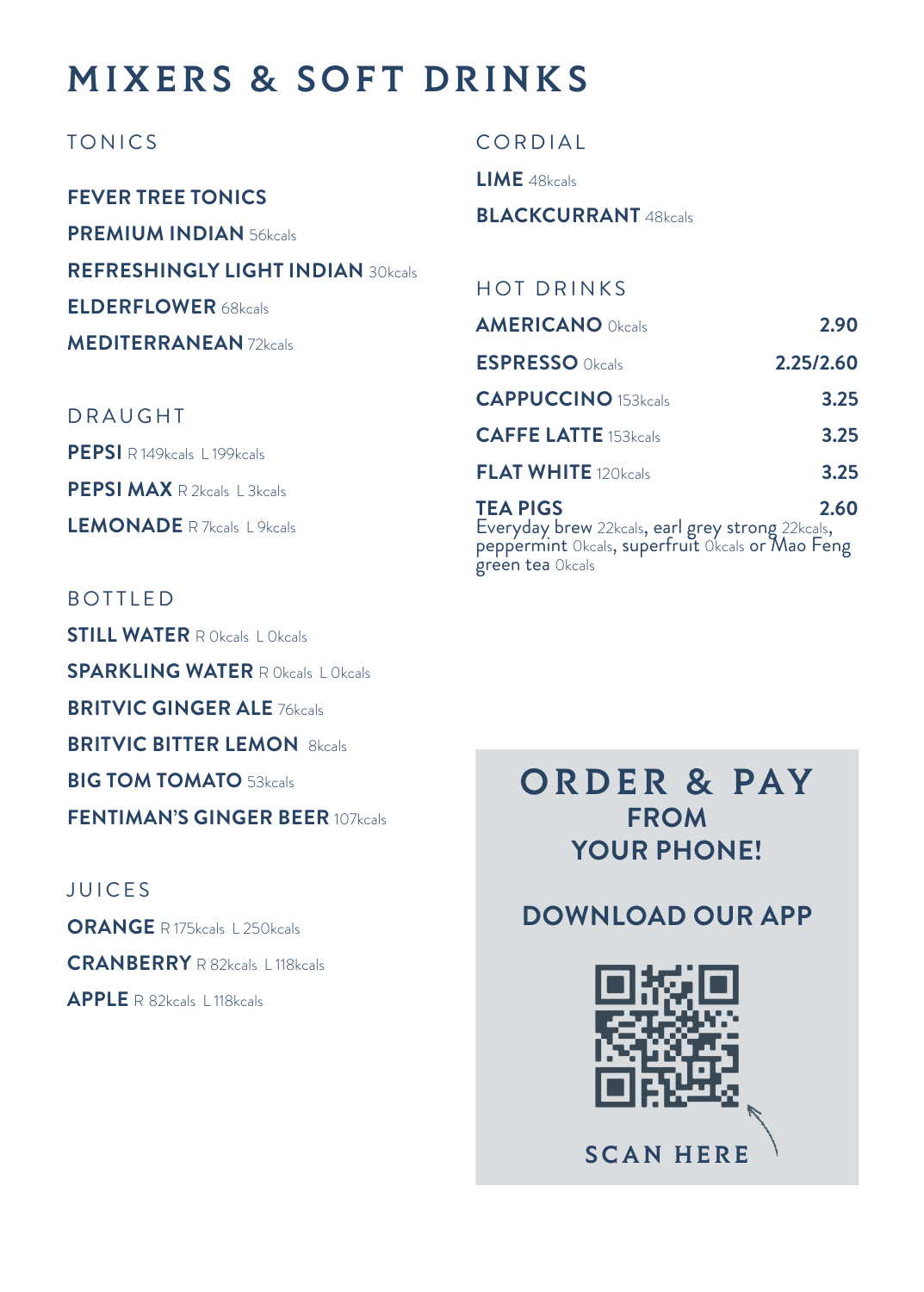# MIXERS & SOFT DRINKS

## TONICS

**FEVER TREE TONICS**

**PREMIUM INDIAN** 56kcals

**REFRESHINGLY LIGHT INDIAN** 30kcals

**ELDERFLOWER** 68kcals

**MEDITERRANEAN** 72kcals

## DRAUGHT

**PEPSI** R 149kcals L 199kcals

**PEPSI MAX** R 2kcals L 3kcals

**LEMONADE** R 7kcals L 9kcals

## BOTTLED

**STILL WATER** R 0kcals L 0kcals

**SPARKLING WATER** R 0kcals L 0kcals

**BRITVIC GINGER ALE** 76kcals

**BRITVIC BITTER LEMON** 8kcals

**BIG TOM TOMATO** 53kcals

**FENTIMAN'S GINGER BEER** 107kcals

## JUICES

**ORANGE** R 175kcals L 250kcals

**CRANBERRY** R 82kcals L 118kcals

**APPLE** R 82kcals L 118kcals

## CORDIAL

**LIME** 48kcals

**BLACKCURRANT** 48kcals

## HOT DRINKS

| | |
|---|---|
| **AMERICANO** 0kcals | **2.90** |
| **ESPRESSO** 0kcals | **2.25/2.60** |
| **CAPPUCCINO** 153kcals | **3.25** |
| **CAFFE LATTE** 153kcals | **3.25** |
| **FLAT WHITE** 120kcals | **3.25** |
| **TEA PIGS** | **2.60** |

Everyday brew 22kcals, earl grey strong 22kcals, peppermint 0kcals, superfruit 0kcals or Mao Feng green tea 0kcals

## ORDER & PAY FROM YOUR PHONE!

**DOWNLOAD OUR APP**

SCAN HERE